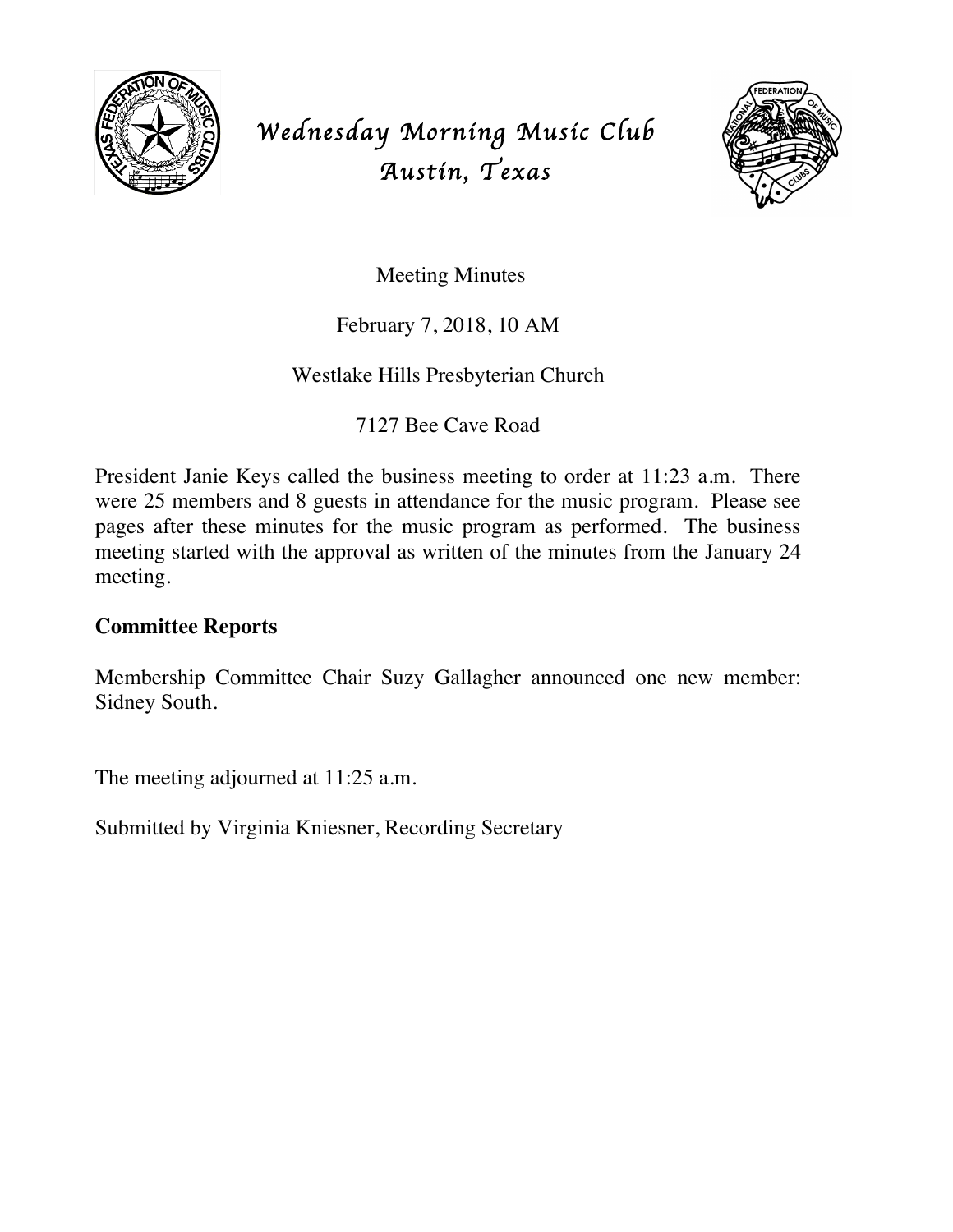# Wednesday Morning Music Club
# Austin, Texas

Meeting Minutes

February 7, 2018, 10 AM

Westlake Hills Presbyterian Church

7127 Bee Cave Road

President Janie Keys called the business meeting to order at 11:23 a.m. There were 25 members and 8 guests in attendance for the music program. Please see pages after these minutes for the music program as performed. The business meeting started with the approval as written of the minutes from the January 24 meeting.

**Committee Reports**

Membership Committee Chair Suzy Gallagher announced one new member: Sidney South.

The meeting adjourned at 11:25 a.m.

Submitted by Virginia Kniesner, Recording Secretary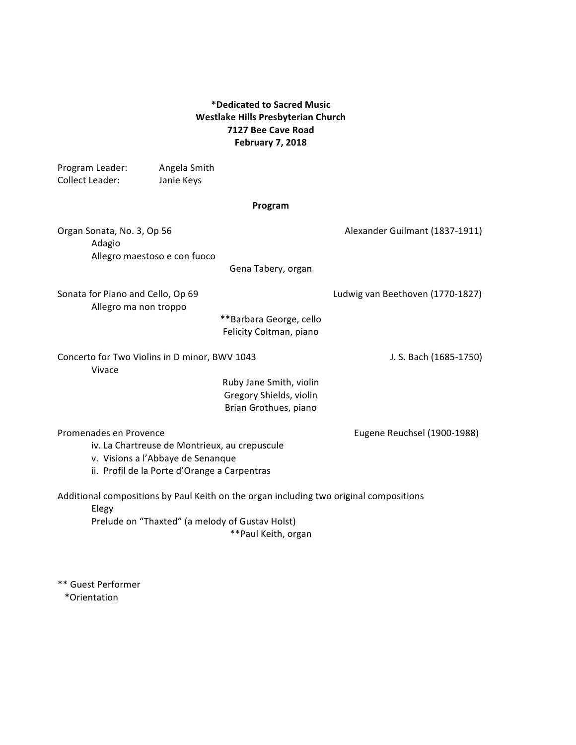**\*Dedicated to Sacred Music**
**Westlake Hills Presbyterian Church**
**7127 Bee Cave Road**
**February 7, 2018**

Program Leader: Angela Smith
Collect Leader: Janie Keys

## Program

Organ Sonata, No. 3, Op 56 — Alexander Guilmant (1837-1911)
- Adagio
- Allegro maestoso e con fuoco

Gena Tabery, organ

Sonata for Piano and Cello, Op 69 — Ludwig van Beethoven (1770-1827)
- Allegro ma non troppo

**Barbara George, cello
Felicity Coltman, piano

Concerto for Two Violins in D minor, BWV 1043 — J. S. Bach (1685-1750)
- Vivace

Ruby Jane Smith, violin
Gregory Shields, violin
Brian Grothues, piano

Promenades en Provence — Eugene Reuchsel (1900-1988)
- iv. La Chartreuse de Montrieux, au crepuscule
- v. Visions a l'Abbaye de Senanque
- ii. Profil de la Porte d'Orange a Carpentras

Additional compositions by Paul Keith on the organ including two original compositions
- Elegy
- Prelude on "Thaxted" (a melody of Gustav Holst)

**Paul Keith, organ

** Guest Performer
*Orientation